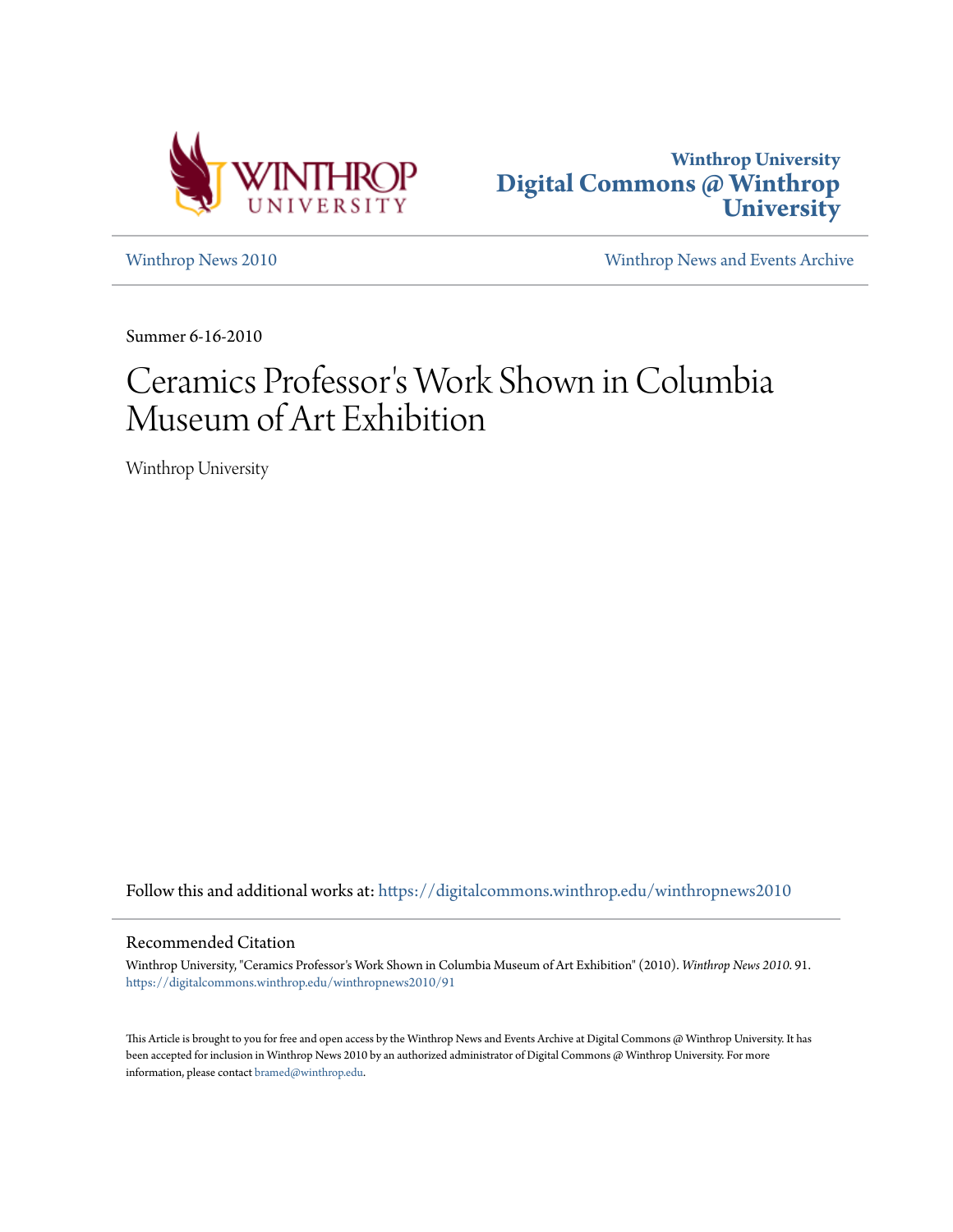Winthrop University
Digital Commons @ Winthrop University

Winthrop News 2010 | Winthrop News and Events Archive

Summer 6-16-2010

# Ceramics Professor's Work Shown in Columbia Museum of Art Exhibition

Winthrop University

Follow this and additional works at: https://digitalcommons.winthrop.edu/winthropnews2010

## Recommended Citation

Winthrop University, "Ceramics Professor's Work Shown in Columbia Museum of Art Exhibition" (2010). *Winthrop News 2010*. 91.
https://digitalcommons.winthrop.edu/winthropnews2010/91

This Article is brought to you for free and open access by the Winthrop News and Events Archive at Digital Commons @ Winthrop University. It has been accepted for inclusion in Winthrop News 2010 by an authorized administrator of Digital Commons @ Winthrop University. For more information, please contact bramed@winthrop.edu.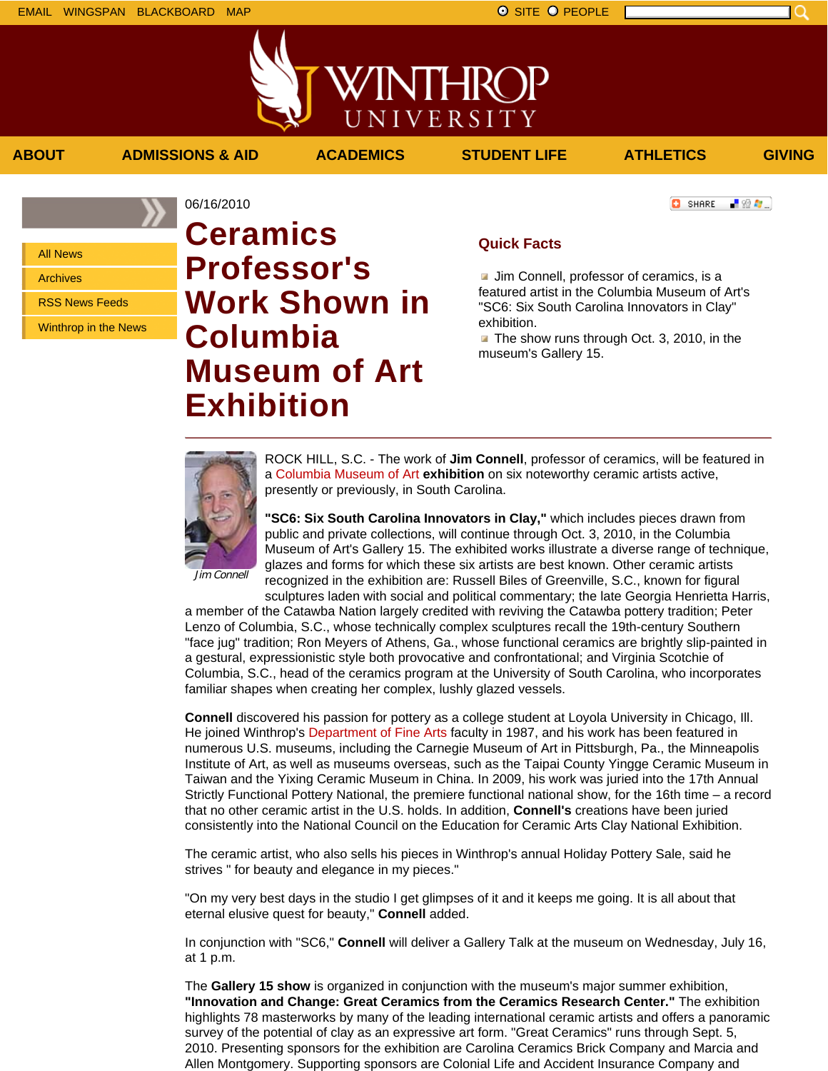EMAIL WINGSPAN BLACKBOARD MAP

SITE PEOPLE

ABOUT | ADMISSIONS & AID | ACADEMICS | STUDENT LIFE | ATHLETICS | GIVING

- All News
- Archives
- RSS News Feeds
- Winthrop in the News

06/16/2010

# Ceramics Professor's Work Shown in Columbia Museum of Art Exhibition

## Quick Facts

- Jim Connell, professor of ceramics, is a featured artist in the Columbia Museum of Art's "SC6: Six South Carolina Innovators in Clay" exhibition.
- The show runs through Oct. 3, 2010, in the museum's Gallery 15.

*Jim Connell*

ROCK HILL, S.C. - The work of **Jim Connell**, professor of ceramics, will be featured in a Columbia Museum of Art **exhibition** on six noteworthy ceramic artists active, presently or previously, in South Carolina.

**"SC6: Six South Carolina Innovators in Clay,"** which includes pieces drawn from public and private collections, will continue through Oct. 3, 2010, in the Columbia Museum of Art's Gallery 15. The exhibited works illustrate a diverse range of technique, glazes and forms for which these six artists are best known. Other ceramic artists recognized in the exhibition are: Russell Biles of Greenville, S.C., known for figural sculptures laden with social and political commentary; the late Georgia Henrietta Harris, a member of the Catawba Nation largely credited with reviving the Catawba pottery tradition; Peter Lenzo of Columbia, S.C., whose technically complex sculptures recall the 19th-century Southern "face jug" tradition; Ron Meyers of Athens, Ga., whose functional ceramics are brightly slip-painted in a gestural, expressionistic style both provocative and confrontational; and Virginia Scotchie of Columbia, S.C., head of the ceramics program at the University of South Carolina, who incorporates familiar shapes when creating her complex, lushly glazed vessels.

**Connell** discovered his passion for pottery as a college student at Loyola University in Chicago, Ill. He joined Winthrop's Department of Fine Arts faculty in 1987, and his work has been featured in numerous U.S. museums, including the Carnegie Museum of Art in Pittsburgh, Pa., the Minneapolis Institute of Art, as well as museums overseas, such as the Taipai County Yingge Ceramic Museum in Taiwan and the Yixing Ceramic Museum in China. In 2009, his work was juried into the 17th Annual Strictly Functional Pottery National, the premiere functional national show, for the 16th time – a record that no other ceramic artist in the U.S. holds. In addition, **Connell's** creations have been juried consistently into the National Council on the Education for Ceramic Arts Clay National Exhibition.

The ceramic artist, who also sells his pieces in Winthrop's annual Holiday Pottery Sale, said he strives " for beauty and elegance in my pieces."

"On my very best days in the studio I get glimpses of it and it keeps me going. It is all about that eternal elusive quest for beauty," **Connell** added.

In conjunction with "SC6," **Connell** will deliver a Gallery Talk at the museum on Wednesday, July 16, at 1 p.m.

The **Gallery 15 show** is organized in conjunction with the museum's major summer exhibition, **"Innovation and Change: Great Ceramics from the Ceramics Research Center."** The exhibition highlights 78 masterworks by many of the leading international ceramic artists and offers a panoramic survey of the potential of clay as an expressive art form. "Great Ceramics" runs through Sept. 5, 2010. Presenting sponsors for the exhibition are Carolina Ceramics Brick Company and Marcia and Allen Montgomery. Supporting sponsors are Colonial Life and Accident Insurance Company and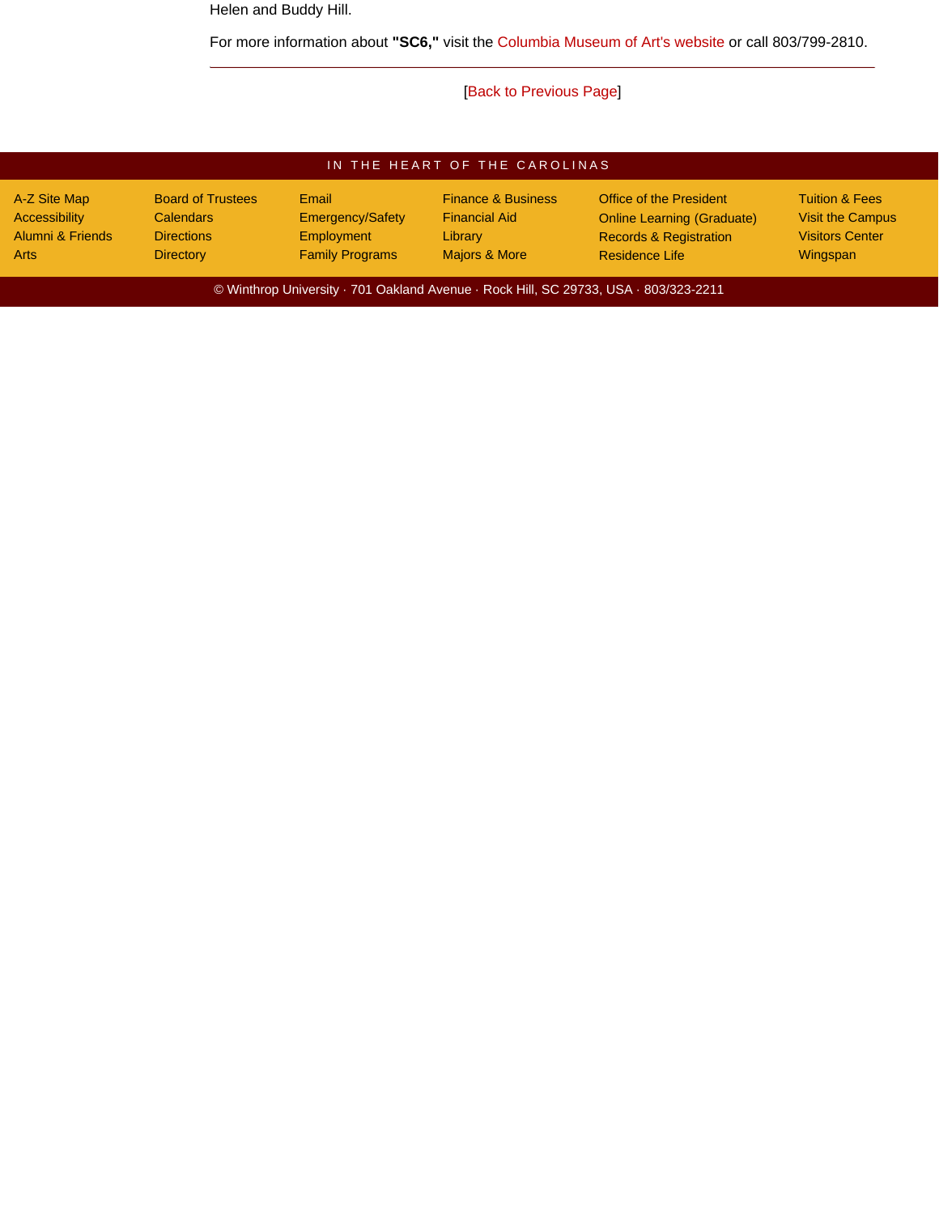Helen and Buddy Hill.

For more information about **"SC6,"** visit the Columbia Museum of Art's website or call 803/799-2810.

---

[Back to Previous Page]

IN THE HEART OF THE CAROLINAS

A-Z Site Map
Accessibility
Alumni & Friends
Arts
Board of Trustees
Calendars
Directions
Directory
Email
Emergency/Safety
Employment
Family Programs
Finance & Business
Financial Aid
Library
Majors & More
Office of the President
Online Learning (Graduate)
Records & Registration
Residence Life
Tuition & Fees
Visit the Campus
Visitors Center
Wingspan

© Winthrop University · 701 Oakland Avenue · Rock Hill, SC 29733, USA · 803/323-2211